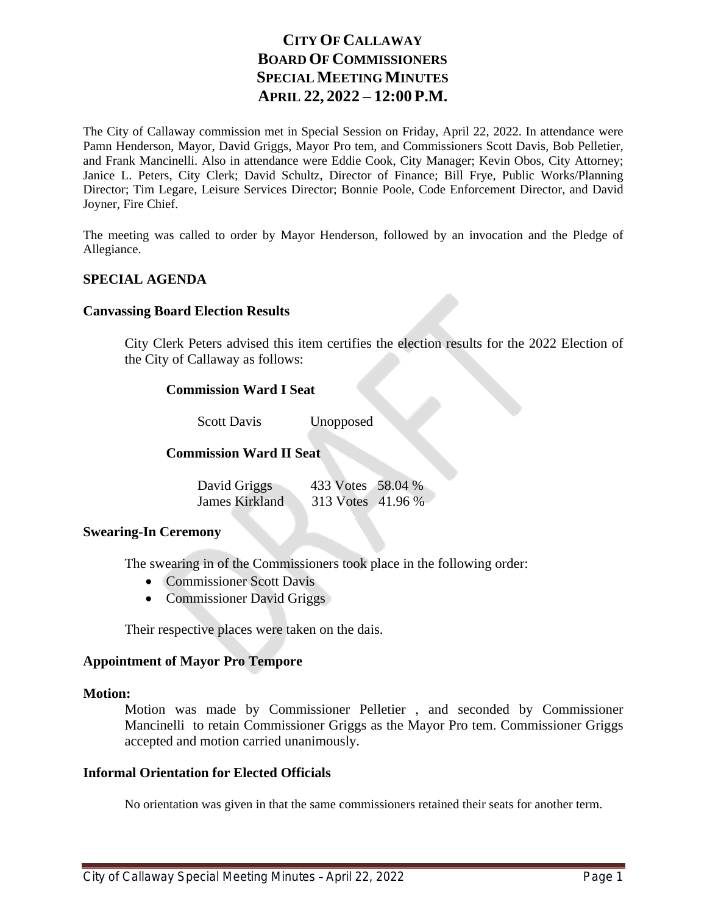# CITY OF CALLAWAY
# BOARD OF COMMISSIONERS
# SPECIAL MEETING MINUTES
# APRIL 22, 2022 – 12:00 P.M.

The City of Callaway commission met in Special Session on Friday, April 22, 2022. In attendance were Pamn Henderson, Mayor, David Griggs, Mayor Pro tem, and Commissioners Scott Davis, Bob Pelletier, and Frank Mancinelli. Also in attendance were Eddie Cook, City Manager; Kevin Obos, City Attorney; Janice L. Peters, City Clerk; David Schultz, Director of Finance; Bill Frye, Public Works/Planning Director; Tim Legare, Leisure Services Director; Bonnie Poole, Code Enforcement Director, and David Joyner, Fire Chief.

The meeting was called to order by Mayor Henderson, followed by an invocation and the Pledge of Allegiance.

## SPECIAL AGENDA

### Canvassing Board Election Results

City Clerk Peters advised this item certifies the election results for the 2022 Election of the City of Callaway as follows:

**Commission Ward I Seat**

| | |
|---|---|
| Scott Davis | Unopposed |

**Commission Ward II Seat**

| | | |
|---|---|---|
| David Griggs | 433 Votes | 58.04 % |
| James Kirkland | 313 Votes | 41.96 % |

### Swearing-In Ceremony

The swearing in of the Commissioners took place in the following order:

- Commissioner Scott Davis
- Commissioner David Griggs

Their respective places were taken on the dais.

### Appointment of Mayor Pro Tempore

**Motion:**

Motion was made by Commissioner Pelletier , and seconded by Commissioner Mancinelli to retain Commissioner Griggs as the Mayor Pro tem. Commissioner Griggs accepted and motion carried unanimously.

### Informal Orientation for Elected Officials

No orientation was given in that the same commissioners retained their seats for another term.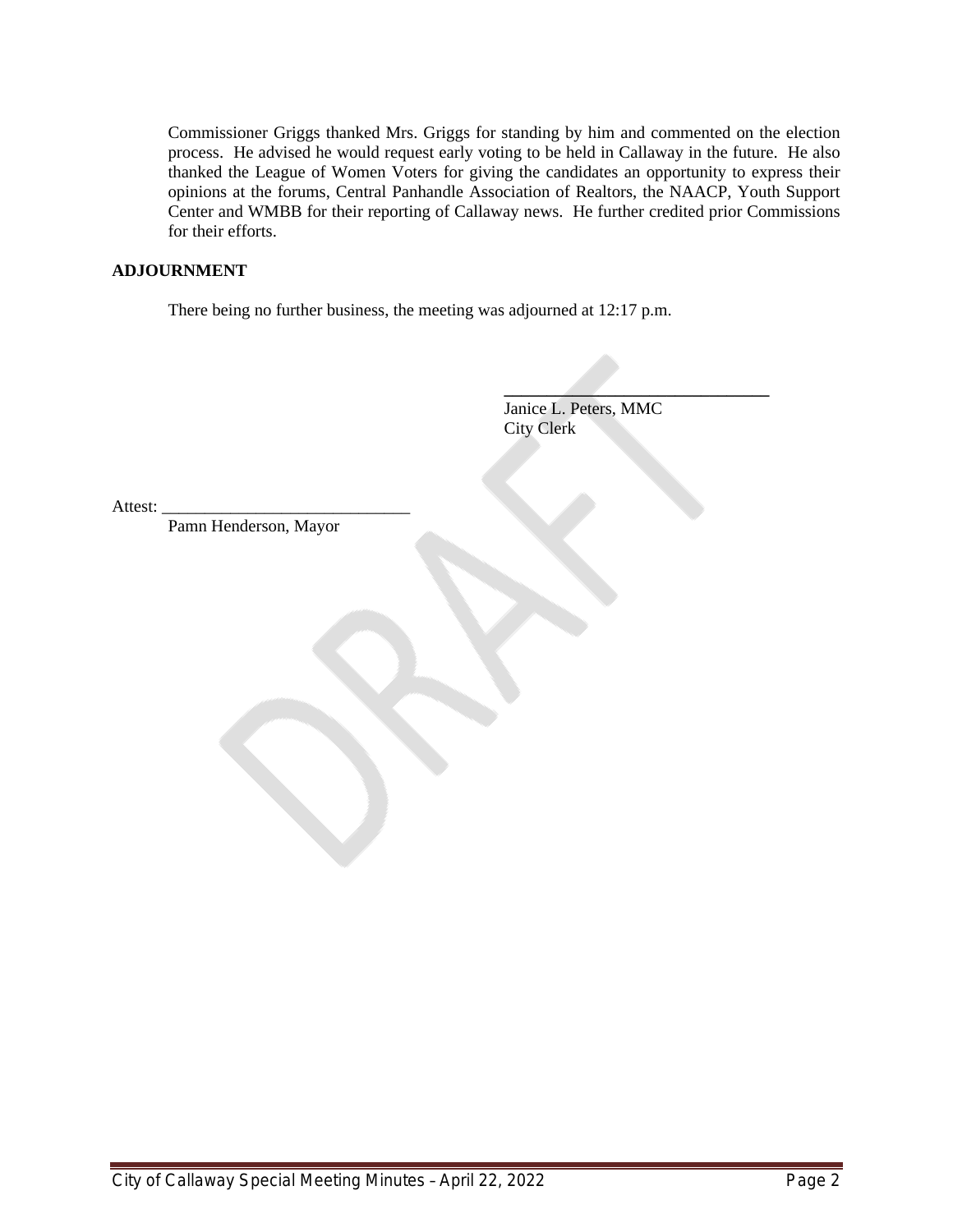Commissioner Griggs thanked Mrs. Griggs for standing by him and commented on the election process. He advised he would request early voting to be held in Callaway in the future. He also thanked the League of Women Voters for giving the candidates an opportunity to express their opinions at the forums, Central Panhandle Association of Realtors, the NAACP, Youth Support Center and WMBB for their reporting of Callaway news. He further credited prior Commissions for their efforts.

**ADJOURNMENT**

There being no further business, the meeting was adjourned at 12:17 p.m.

\_\_\_\_\_\_\_\_\_\_\_\_\_\_\_\_\_\_\_\_\_\_\_\_\_\_\_\_\_\_\_\_\_

Janice L. Peters, MMC
City Clerk

Attest: \_\_\_\_\_\_\_\_\_\_\_\_\_\_\_\_\_\_\_\_\_\_\_\_\_\_\_\_\_\_

Pamn Henderson, Mayor

DRAFT